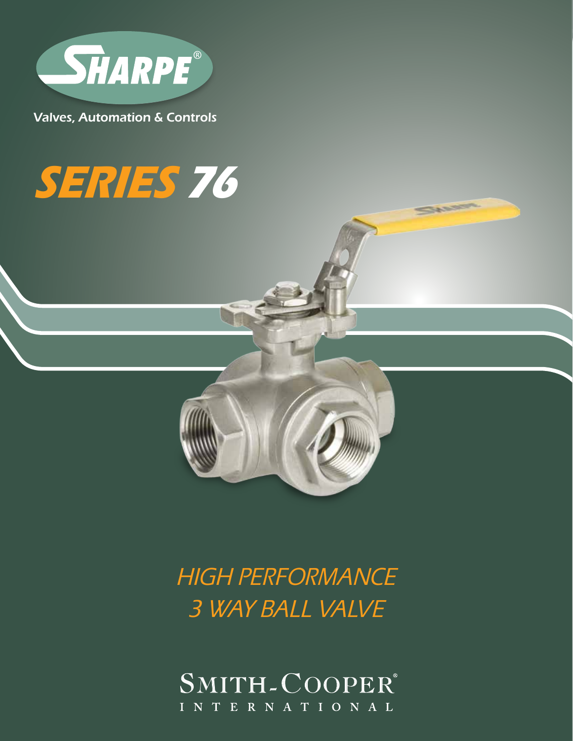SHARPE®

Valves, Automation & Controls

# SERIES 76

## HIGH PERFORMANCE 3 WAY BALL VALVE

SMITH-COOPER® INTERNATIONAL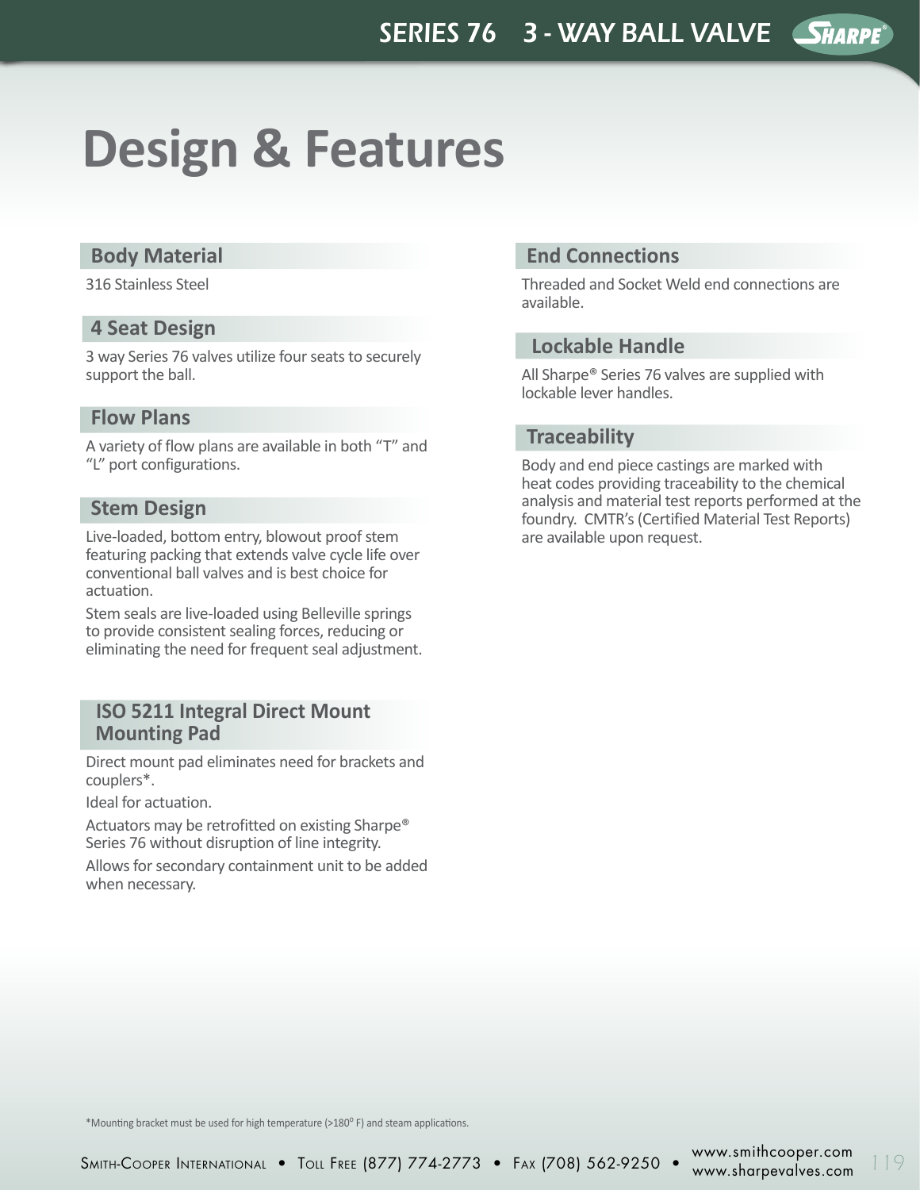# Design & Features

## Body Material

316 Stainless Steel

## 4 Seat Design

3 way Series 76 valves utilize four seats to securely support the ball.

## Flow Plans

A variety of flow plans are available in both “T” and “L” port configurations.

## Stem Design

Live-loaded, bottom entry, blowout proof stem featuring packing that extends valve cycle life over conventional ball valves and is best choice for actuation.

Stem seals are live-loaded using Belleville springs to provide consistent sealing forces, reducing or eliminating the need for frequent seal adjustment.

## ISO 5211 Integral Direct Mount Mounting Pad

Direct mount pad eliminates need for brackets and couplers*.

Ideal for actuation.

Actuators may be retrofitted on existing Sharpe® Series 76 without disruption of line integrity.

Allows for secondary containment unit to be added when necessary.

## End Connections

Threaded and Socket Weld end connections are available.

## Lockable Handle

All Sharpe® Series 76 valves are supplied with lockable lever handles.

## Traceability

Body and end piece castings are marked with heat codes providing traceability to the chemical analysis and material test reports performed at the foundry. CMTR’s (Certified Material Test Reports) are available upon request.

*Mounting bracket must be used for high temperature (>180° F) and steam applications.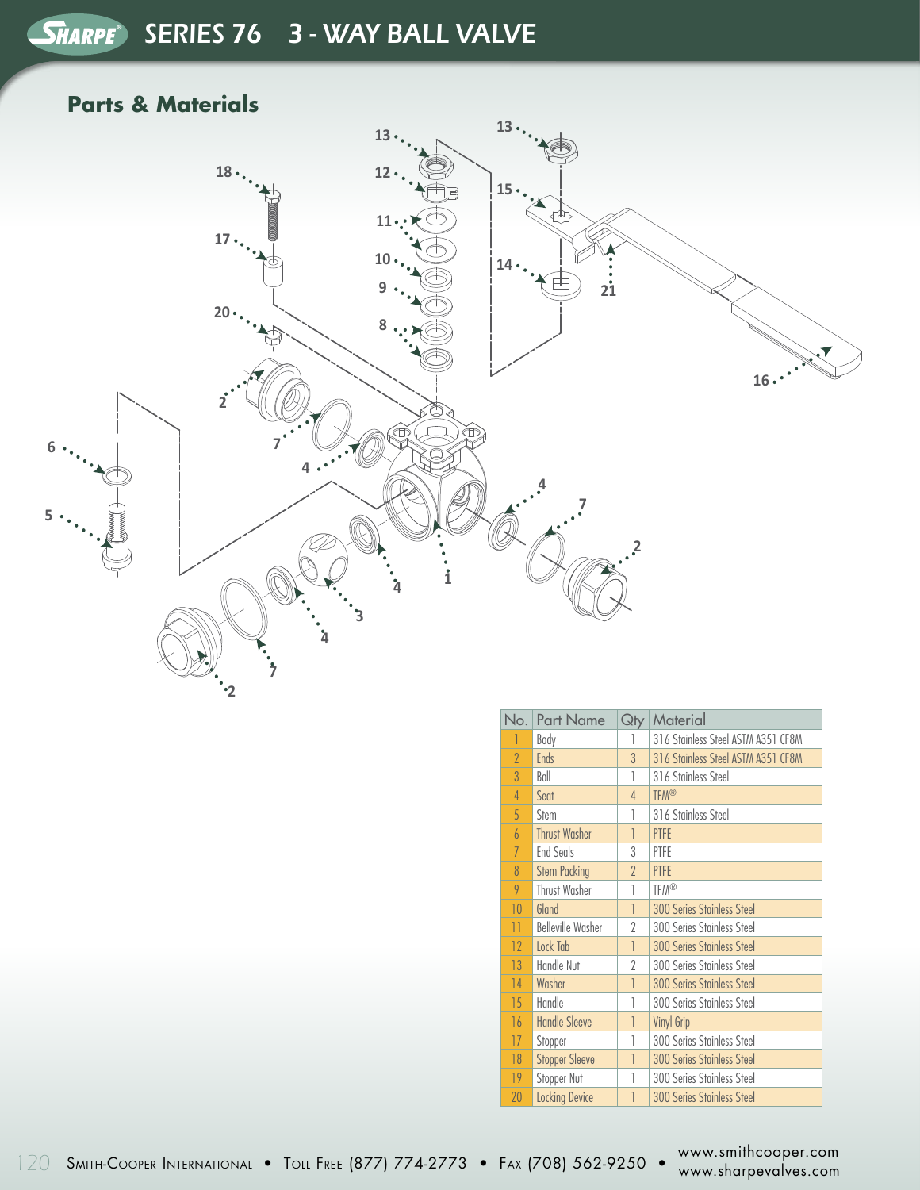# SERIES 76 3 - WAY BALL VALVE

## Parts & Materials

| No. | Part Name | Qty | Material |
|---|---|---|---|
| 1 | Body | 1 | 316 Stainless Steel ASTM A351 CF8M |
| 2 | Ends | 3 | 316 Stainless Steel ASTM A351 CF8M |
| 3 | Ball | 1 | 316 Stainless Steel |
| 4 | Seat | 4 | TFM® |
| 5 | Stem | 1 | 316 Stainless Steel |
| 6 | Thrust Washer | 1 | PTFE |
| 7 | End Seals | 3 | PTFE |
| 8 | Stem Packing | 2 | PTFE |
| 9 | Thrust Washer | 1 | TFM® |
| 10 | Gland | 1 | 300 Series Stainless Steel |
| 11 | Belleville Washer | 2 | 300 Series Stainless Steel |
| 12 | Lock Tab | 1 | 300 Series Stainless Steel |
| 13 | Handle Nut | 2 | 300 Series Stainless Steel |
| 14 | Washer | 1 | 300 Series Stainless Steel |
| 15 | Handle | 1 | 300 Series Stainless Steel |
| 16 | Handle Sleeve | 1 | Vinyl Grip |
| 17 | Stopper | 1 | 300 Series Stainless Steel |
| 18 | Stopper Sleeve | 1 | 300 Series Stainless Steel |
| 19 | Stopper Nut | 1 | 300 Series Stainless Steel |
| 20 | Locking Device | 1 | 300 Series Stainless Steel |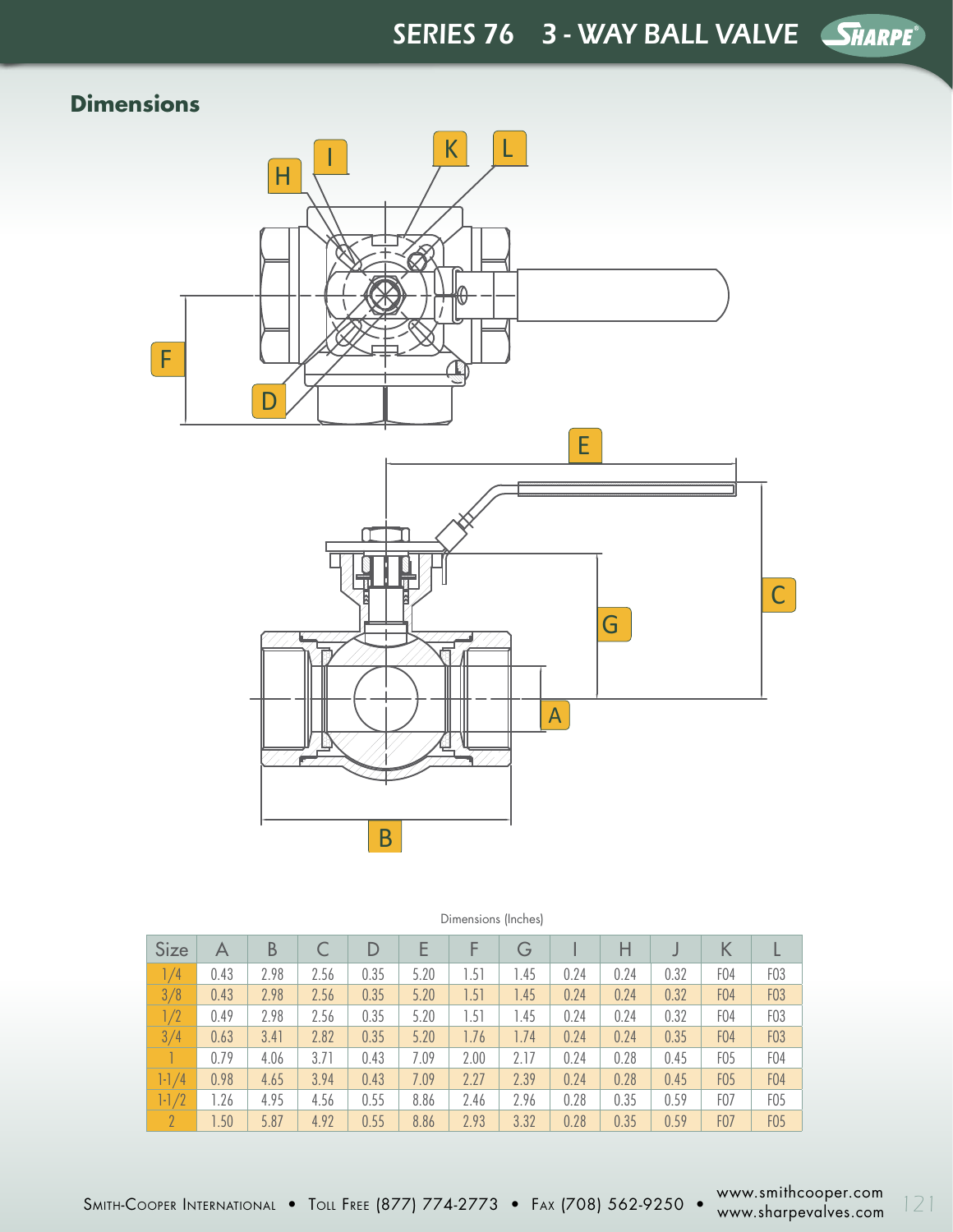## Dimensions

Dimensions (Inches)

| Size | A | B | C | D | E | F | G | I | H | J | K | L |
|---|---|---|---|---|---|---|---|---|---|---|---|---|
| 1/4 | 0.43 | 2.98 | 2.56 | 0.35 | 5.20 | 1.51 | 1.45 | 0.24 | 0.24 | 0.32 | F04 | F03 |
| 3/8 | 0.43 | 2.98 | 2.56 | 0.35 | 5.20 | 1.51 | 1.45 | 0.24 | 0.24 | 0.32 | F04 | F03 |
| 1/2 | 0.49 | 2.98 | 2.56 | 0.35 | 5.20 | 1.51 | 1.45 | 0.24 | 0.24 | 0.32 | F04 | F03 |
| 3/4 | 0.63 | 3.41 | 2.82 | 0.35 | 5.20 | 1.76 | 1.74 | 0.24 | 0.24 | 0.35 | F04 | F03 |
| 1 | 0.79 | 4.06 | 3.71 | 0.43 | 7.09 | 2.00 | 2.17 | 0.24 | 0.28 | 0.45 | F05 | F04 |
| 1-1/4 | 0.98 | 4.65 | 3.94 | 0.43 | 7.09 | 2.27 | 2.39 | 0.24 | 0.28 | 0.45 | F05 | F04 |
| 1-1/2 | 1.26 | 4.95 | 4.56 | 0.55 | 8.86 | 2.46 | 2.96 | 0.28 | 0.35 | 0.59 | F07 | F05 |
| 2 | 1.50 | 5.87 | 4.92 | 0.55 | 8.86 | 2.93 | 3.32 | 0.28 | 0.35 | 0.59 | F07 | F05 |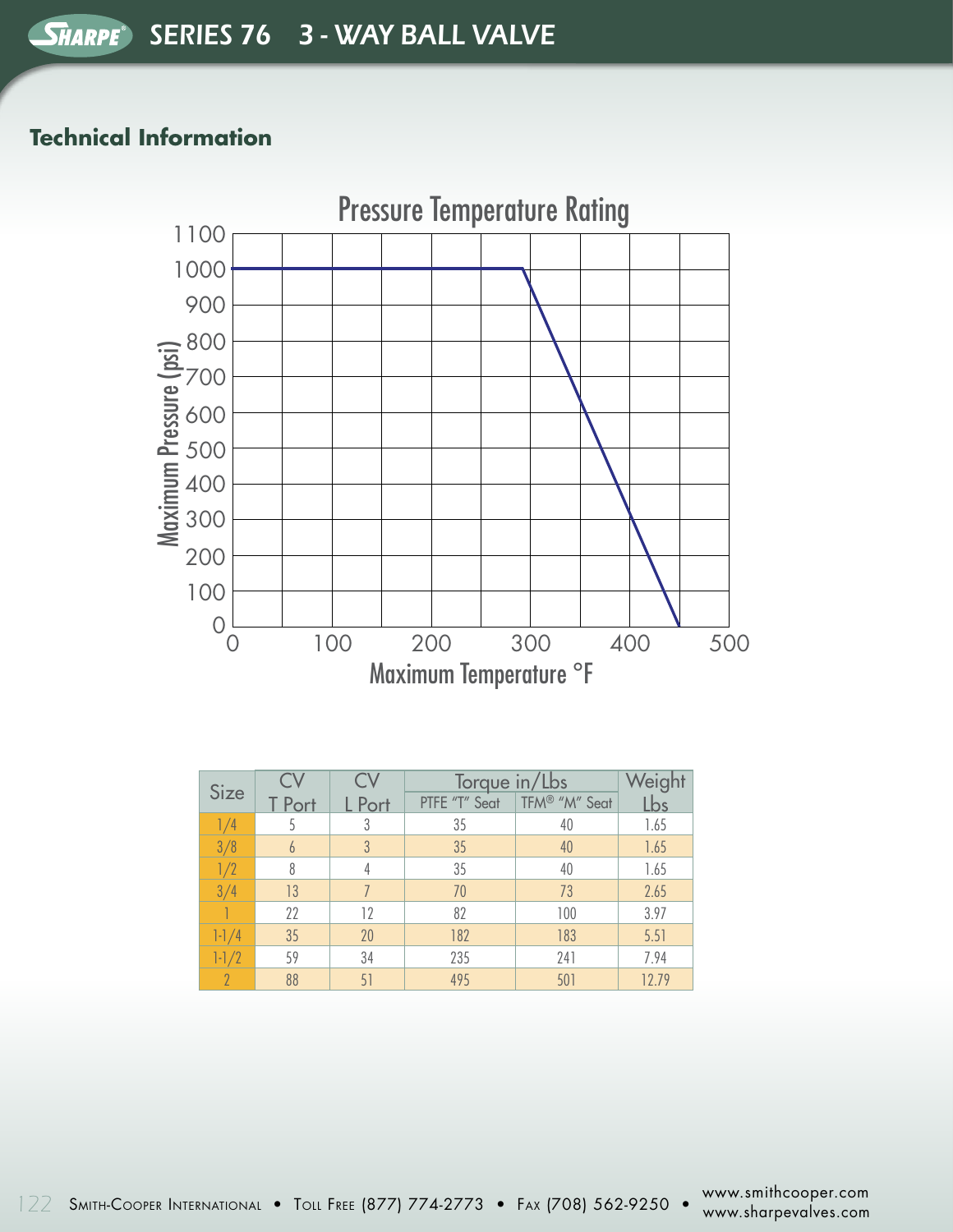# SERIES 76 3 - WAY BALL VALVE

## Technical Information

Pressure Temperature Rating

| Size | CV T Port | CV L Port | Torque in/Lbs PTFE "T" Seat | Torque in/Lbs TFM® "M" Seat | Weight Lbs |
|---|---|---|---|---|---|
| 1/4 | 5 | 3 | 35 | 40 | 1.65 |
| 3/8 | 6 | 3 | 35 | 40 | 1.65 |
| 1/2 | 8 | 4 | 35 | 40 | 1.65 |
| 3/4 | 13 | 7 | 70 | 73 | 2.65 |
| 1 | 22 | 12 | 82 | 100 | 3.97 |
| 1-1/4 | 35 | 20 | 182 | 183 | 5.51 |
| 1-1/2 | 59 | 34 | 235 | 241 | 7.94 |
| 2 | 88 | 51 | 495 | 501 | 12.79 |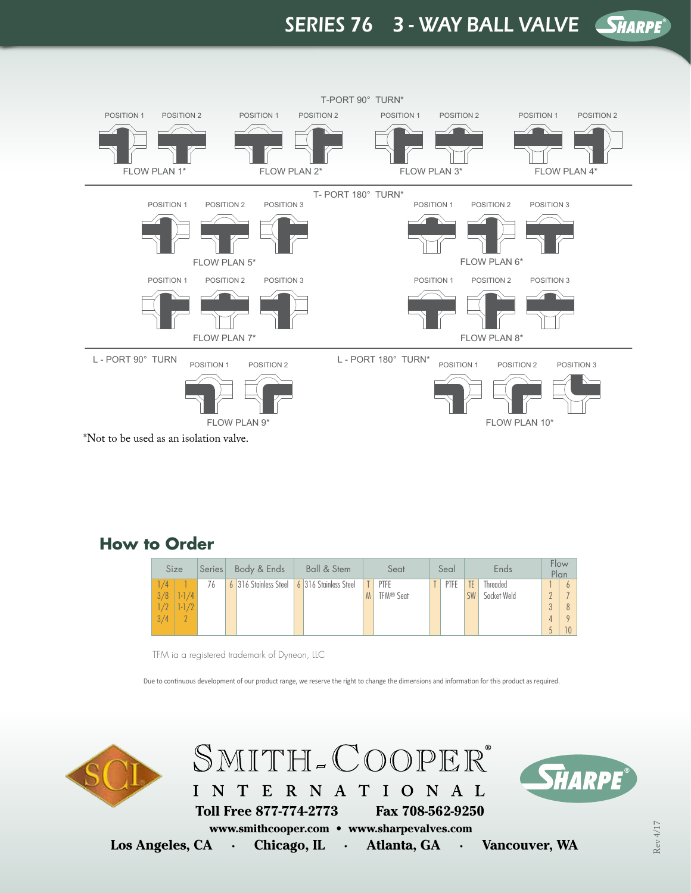# SERIES 76 3 - WAY BALL VALVE

T-PORT 90° TURN*

POSITION 1 POSITION 2
FLOW PLAN 1*

POSITION 1 POSITION 2
FLOW PLAN 2*

POSITION 1 POSITION 2
FLOW PLAN 3*

POSITION 1 POSITION 2
FLOW PLAN 4*

T- PORT 180° TURN*

POSITION 1 POSITION 2 POSITION 3
FLOW PLAN 5*

POSITION 1 POSITION 2 POSITION 3
FLOW PLAN 6*

POSITION 1 POSITION 2 POSITION 3
FLOW PLAN 7*

POSITION 1 POSITION 2 POSITION 3
FLOW PLAN 8*

L - PORT 90° TURN

POSITION 1 POSITION 2
FLOW PLAN 9*

L - PORT 180° TURN*

POSITION 1 POSITION 2 POSITION 3
FLOW PLAN 10*

*Not to be used as an isolation valve.

## How to Order

| Size | | Series | Body & Ends | | Ball & Stem | | Seat | | Seal | | Ends | | Flow Plan | |
|---|---|---|---|---|---|---|---|---|---|---|---|---|---|---|
| 1/4 | 1 | 76 | 6 | 316 Stainless Steel | 6 | 316 Stainless Steel | T | PTFE | T | PTFE | TE | Threaded | 1 | 6 |
| 3/8 | 1-1/4 | | | | | | M | TFM® Seat | | | SW | Socket Weld | 2 | 7 |
| 1/2 | 1-1/2 | | | | | | | | | | | | 3 | 8 |
| 3/4 | 2 | | | | | | | | | | | | 4 | 9 |
| | | | | | | | | | | | | | 5 | 10 |

TFM ia a registered trademark of Dyneon, LLC

Due to continuous development of our product range, we reserve the right to change the dimensions and information for this product as required.

SMITH-COOPER®
INTERNATIONAL

**Toll Free 877-774-2773** **Fax 708-562-9250**

**www.smithcooper.com • www.sharpevalves.com**

**Los Angeles, CA · Chicago, IL · Atlanta, GA · Vancouver, WA**

Rev 4/17